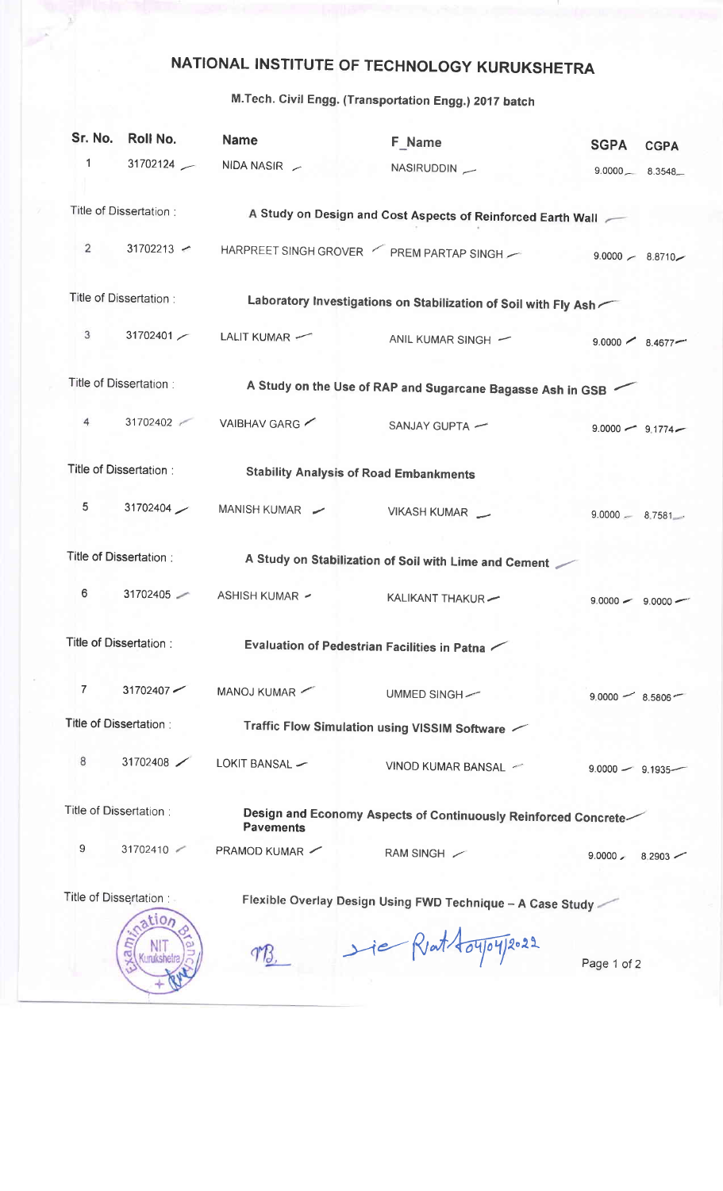# NATIONAL INSTITUTE OF TECHNOLOGY KURUKSHETRA

## M.Tech. Civil Engg. (Transportation Engg.) 2017 batch

| Sr. No. | Roll No. | Name | F_Name | SGPA | CGPA |
|---|---|---|---|---|---|
| 1 | 31702124 | NIDA NASIR | NASIRUDDIN | 9.0000 | 8.3548 |
| Title of Dissertation : | | **A Study on Design and Cost Aspects of Reinforced Earth Wall** | | | |
| 2 | 31702213 | HARPREET SINGH GROVER | PREM PARTAP SINGH | 9.0000 | 8.8710 |
| Title of Dissertation : | | **Laboratory Investigations on Stabilization of Soil with Fly Ash** | | | |
| 3 | 31702401 | LALIT KUMAR | ANIL KUMAR SINGH | 9.0000 | 8.4677 |
| Title of Dissertation : | | **A Study on the Use of RAP and Sugarcane Bagasse Ash in GSB** | | | |
| 4 | 31702402 | VAIBHAV GARG | SANJAY GUPTA | 9.0000 | 9.1774 |
| Title of Dissertation : | | **Stability Analysis of Road Embankments** | | | |
| 5 | 31702404 | MANISH KUMAR | VIKASH KUMAR | 9.0000 | 8.7581 |
| Title of Dissertation : | | **A Study on Stabilization of Soil with Lime and Cement** | | | |
| 6 | 31702405 | ASHISH KUMAR | KALIKANT THAKUR | 9.0000 | 9.0000 |
| Title of Dissertation : | | **Evaluation of Pedestrian Facilities in Patna** | | | |
| 7 | 31702407 | MANOJ KUMAR | UMMED SINGH | 9.0000 | 8.5806 |
| Title of Dissertation : | | **Traffic Flow Simulation using VISSIM Software** | | | |
| 8 | 31702408 | LOKIT BANSAL | VINOD KUMAR BANSAL | 9.0000 | 9.1935 |
| Title of Dissertation : | | **Design and Economy Aspects of Continuously Reinforced Concrete Pavements** | | | |
| 9 | 31702410 | PRAMOD KUMAR | RAM SINGH | 9.0000 | 8.2903 |
| Title of Dissertation : | | **Flexible Overlay Design Using FWD Technique – A Case Study** | | | |

Examination Branch, NIT Kurukshetra

MB. &nbsp;&nbsp; sie Rjat 04/04/2022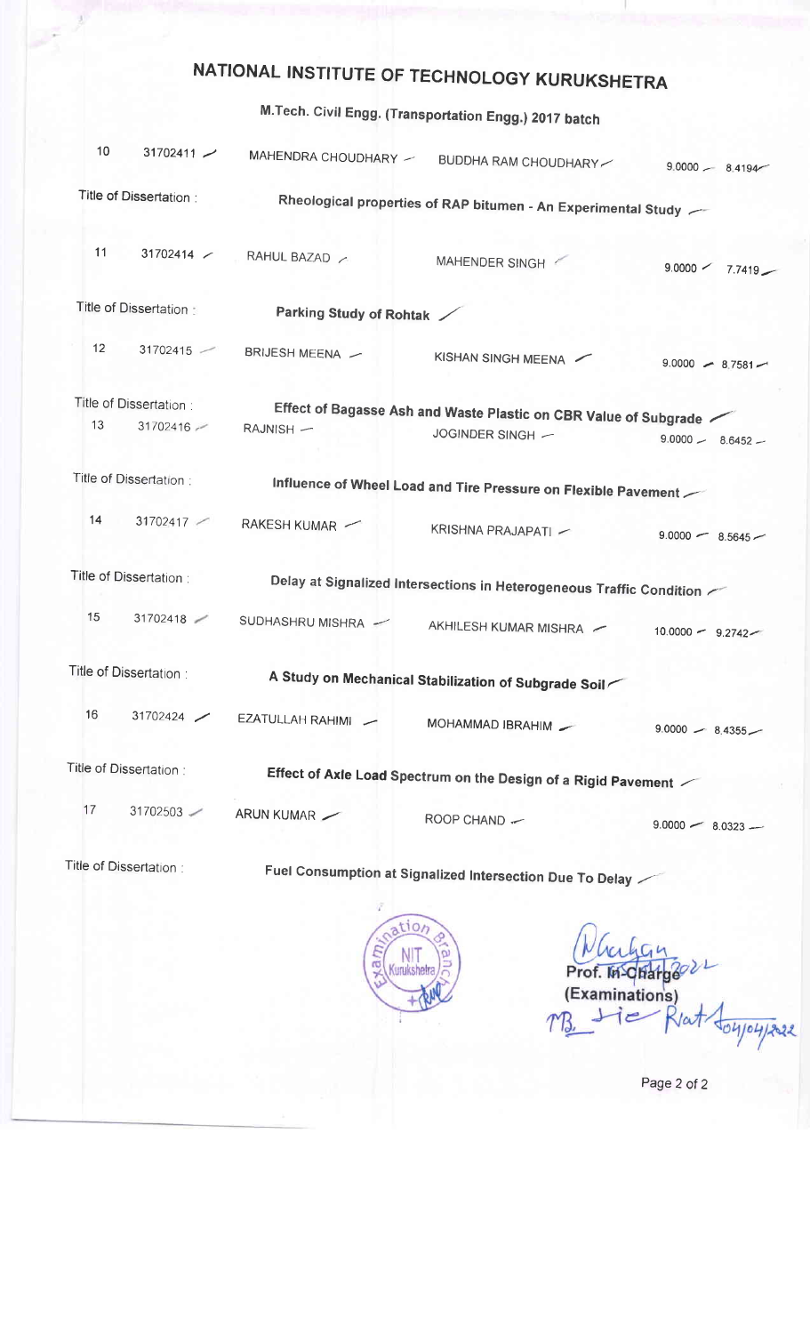# NATIONAL INSTITUTE OF TECHNOLOGY KURUKSHETRA

## M.Tech. Civil Engg. (Transportation Engg.) 2017 batch

| | | | | | |
|---|---|---|---|---|---|
| 10 | 31702411 | MAHENDRA CHOUDHARY | BUDDHA RAM CHOUDHARY | 9.0000 | 8.4194 |
| Title of Dissertation : | | Rheological properties of RAP bitumen - An Experimental Study | | | |
| 11 | 31702414 | RAHUL BAZAD | MAHENDER SINGH | 9.0000 | 7.7419 |
| Title of Dissertation : | | Parking Study of Rohtak | | | |
| 12 | 31702415 | BRIJESH MEENA | KISHAN SINGH MEENA | 9.0000 | 8.7581 |
| Title of Dissertation : | | Effect of Bagasse Ash and Waste Plastic on CBR Value of Subgrade | | | |
| 13 | 31702416 | RAJNISH | JOGINDER SINGH | 9.0000 | 8.6452 |
| Title of Dissertation : | | Influence of Wheel Load and Tire Pressure on Flexible Pavement | | | |
| 14 | 31702417 | RAKESH KUMAR | KRISHNA PRAJAPATI | 9.0000 | 8.5645 |
| Title of Dissertation : | | Delay at Signalized Intersections in Heterogeneous Traffic Condition | | | |
| 15 | 31702418 | SUDHASHRU MISHRA | AKHILESH KUMAR MISHRA | 10.0000 | 9.2742 |
| Title of Dissertation : | | A Study on Mechanical Stabilization of Subgrade Soil | | | |
| 16 | 31702424 | EZATULLAH RAHIMI | MOHAMMAD IBRAHIM | 9.0000 | 8.4355 |
| Title of Dissertation : | | Effect of Axle Load Spectrum on the Design of a Rigid Pavement | | | |
| 17 | 31702503 | ARUN KUMAR | ROOP CHAND | 9.0000 | 8.0323 |
| Title of Dissertation : | | Fuel Consumption at Signalized Intersection Due To Delay | | | |

Examination Branch NIT Kurukshetra

Prof. In-Charge
(Examinations)